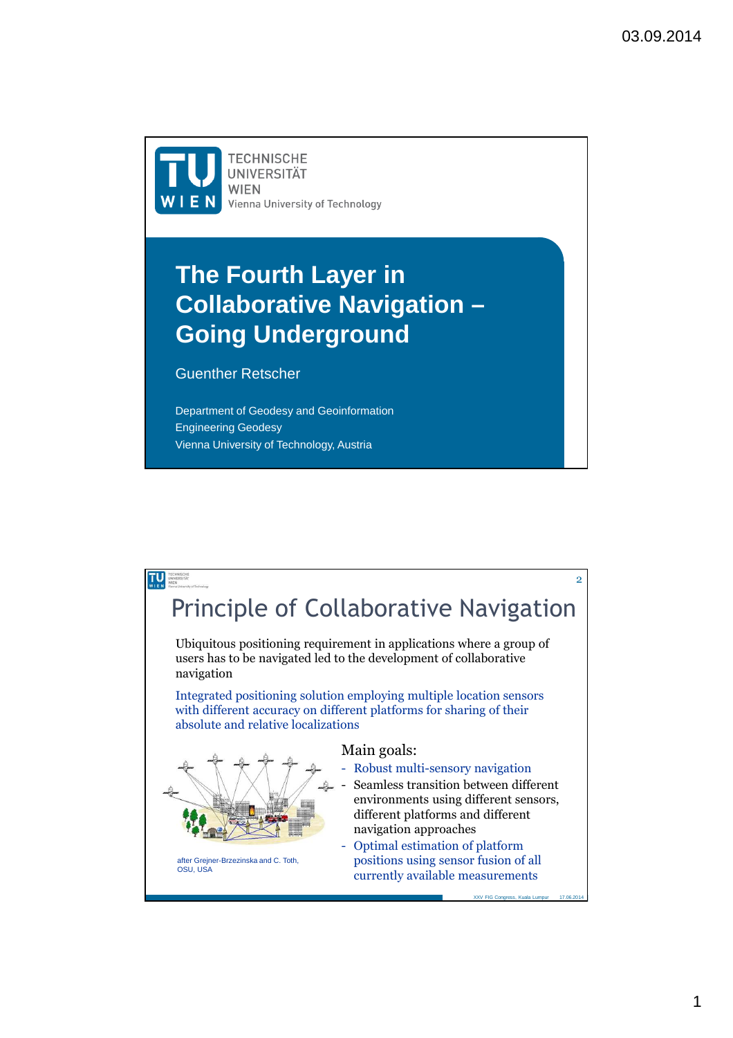# The Fourth Layer in Collaborative Navigation – Going Underground

Guenther Retscher

Department of Geodesy and Geoinformation
Engineering Geodesy
Vienna University of Technology, Austria

## Principle of Collaborative Navigation

Ubiquitous positioning requirement in applications where a group of users has to be navigated led to the development of collaborative navigation

Integrated positioning solution employing multiple location sensors with different accuracy on different platforms for sharing of their absolute and relative localizations

after Grejner-Brzezinska and C. Toth, OSU, USA

Main goals:

- Robust multi-sensory navigation
- Seamless transition between different environments using different sensors, different platforms and different navigation approaches
- Optimal estimation of platform positions using sensor fusion of all currently available measurements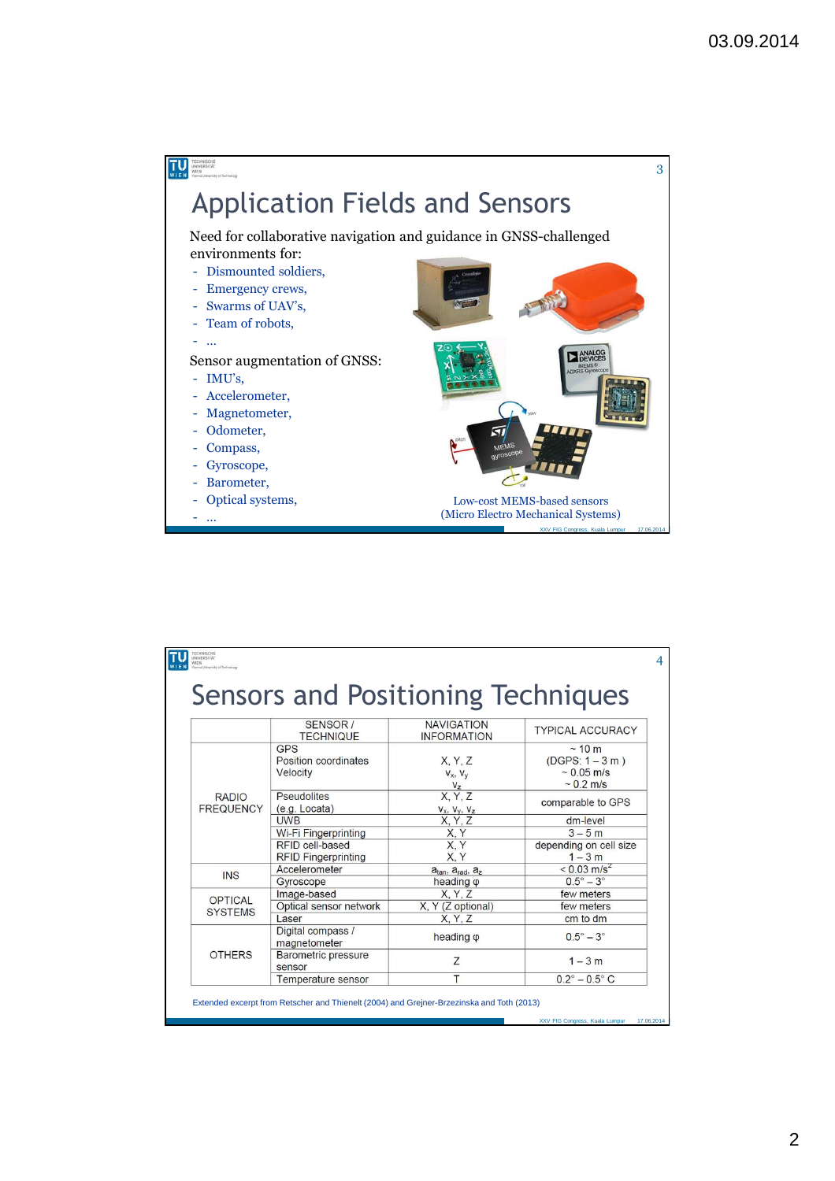## Application Fields and Sensors

Need for collaborative navigation and guidance in GNSS-challenged environments for:

- Dismounted soldiers,
- Emergency crews,
- Swarms of UAV's,
- Team of robots,
- ...

Sensor augmentation of GNSS:

- IMU's,
- Accelerometer,
- Magnetometer,
- Odometer,
- Compass,
- Gyroscope,
- Barometer,
- Optical systems,
- ...

Low-cost MEMS-based sensors
(Micro Electro Mechanical Systems)

## Sensors and Positioning Techniques

| | SENSOR / TECHNIQUE | NAVIGATION INFORMATION | TYPICAL ACCURACY |
|---|---|---|---|
| RADIO FREQUENCY | GPS<br>Position coordinates<br>Velocity | X, Y, Z<br>$v_x$, $v_y$<br>$v_z$ | ~ 10 m<br>(DGPS: 1 – 3 m )<br>~ 0.05 m/s<br>~ 0.2 m/s |
| | Pseudolites<br>(e.g. Locata) | X, Y, Z<br>$v_x$, $v_y$, $v_z$ | comparable to GPS |
| | UWB | X, Y, Z | dm-level |
| | Wi-Fi Fingerprinting | X, Y | 3 – 5 m |
| | RFID cell-based | X, Y | depending on cell size |
| | RFID Fingerprinting | X, Y | 1 – 3 m |
| INS | Accelerometer | $a_{tan}$, $a_{rad}$, $a_z$ | < 0.03 m/s² |
| | Gyroscope | heading φ | 0.5° – 3° |
| OPTICAL SYSTEMS | Image-based | X, Y, Z | few meters |
| | Optical sensor network | X, Y (Z optional) | few meters |
| | Laser | X, Y, Z | cm to dm |
| OTHERS | Digital compass / magnetometer | heading φ | 0.5° – 3° |
| | Barometric pressure sensor | Z | 1 – 3 m |
| | Temperature sensor | T | 0.2° – 0.5° C |

Extended excerpt from Retscher and Thienelt (2004) and Grejner-Brzezinska and Toth (2013)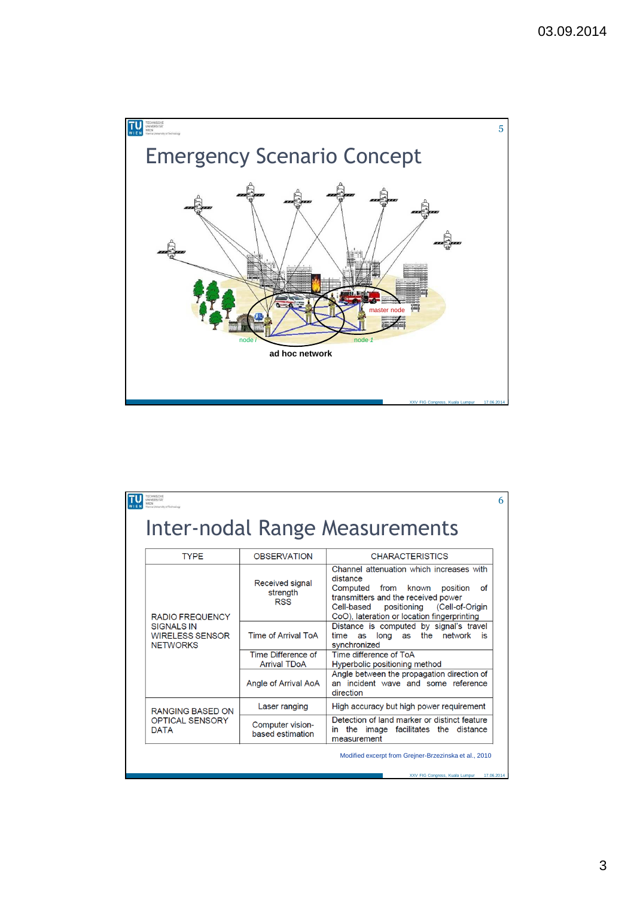## Emergency Scenario Concept

master node

node i

node 1

**ad hoc network**

## Inter-nodal Range Measurements

| TYPE | OBSERVATION | CHARACTERISTICS |
|---|---|---|
| RADIO FREQUENCY SIGNALS IN WIRELESS SENSOR NETWORKS | Received signal strength RSS | Channel attenuation which increases with distance<br>Computed from known position of transmitters and the received power<br>Cell-based positioning (Cell-of-Origin CoO), lateration or location fingerprinting |
| | Time of Arrival ToA | Distance is computed by signal's travel time as long as the network is synchronized |
| | Time Difference of Arrival TDoA | Time difference of ToA<br>Hyperbolic positioning method |
| | Angle of Arrival AoA | Angle between the propagation direction of an incident wave and some reference direction |
| RANGING BASED ON OPTICAL SENSORY DATA | Laser ranging | High accuracy but high power requirement |
| | Computer vision-based estimation | Detection of land marker or distinct feature in the image facilitates the distance measurement |

Modified excerpt from Grejner-Brzezinska et al., 2010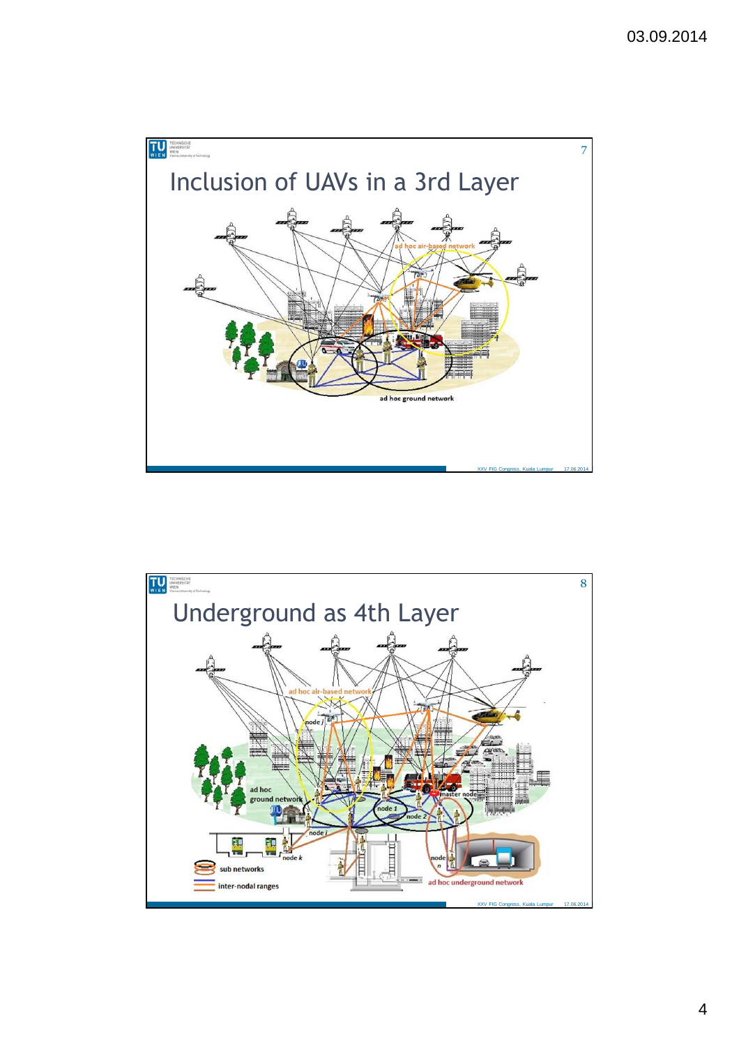## Inclusion of UAVs in a 3rd Layer

ad hoc air-based network

ad hoc ground network

## Underground as 4th Layer

ad hoc air-based network

node j

ad hoc ground network

master node

node 1

node 2

node i

node k

node n

sub networks

inter-nodal ranges

ad hoc underground network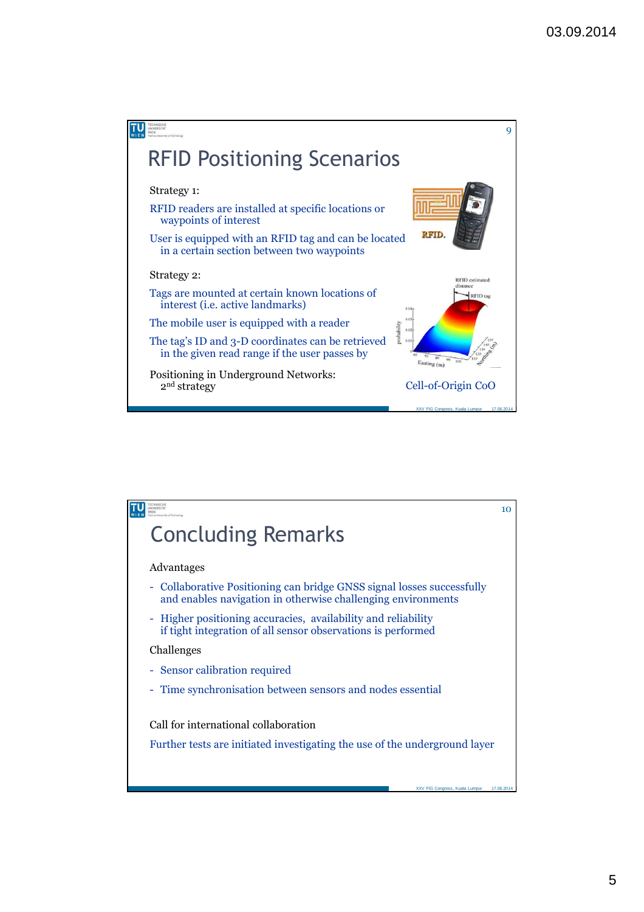## RFID Positioning Scenarios

Strategy 1:

RFID readers are installed at specific locations or waypoints of interest

User is equipped with an RFID tag and can be located in a certain section between two waypoints

Strategy 2:

Tags are mounted at certain known locations of interest (i.e. active landmarks)

The mobile user is equipped with a reader

The tag's ID and 3-D coordinates can be retrieved in the given read range if the user passes by

Positioning in Underground Networks: 2nd strategy

Cell-of-Origin CoO

## Concluding Remarks

Advantages

- Collaborative Positioning can bridge GNSS signal losses successfully and enables navigation in otherwise challenging environments
- Higher positioning accuracies, availability and reliability if tight integration of all sensor observations is performed

Challenges

- Sensor calibration required
- Time synchronisation between sensors and nodes essential

Call for international collaboration

Further tests are initiated investigating the use of the underground layer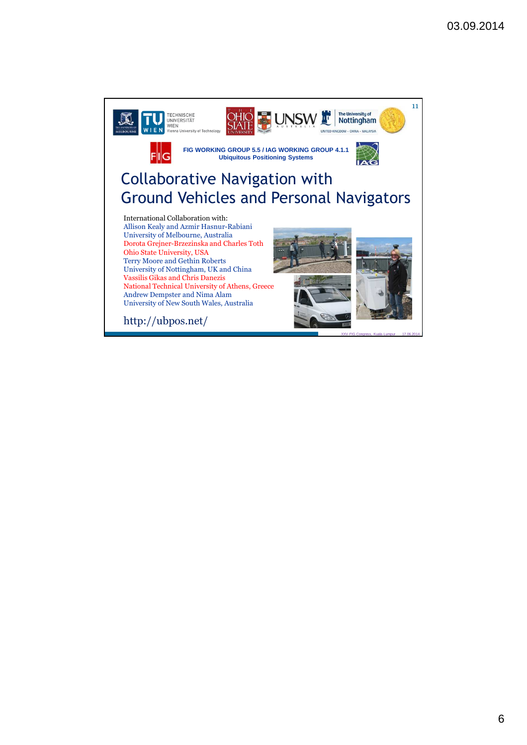FIG WORKING GROUP 5.5 / IAG WORKING GROUP 4.1.1
Ubiquitous Positioning Systems

# Collaborative Navigation with Ground Vehicles and Personal Navigators

International Collaboration with:

Allison Kealy and Azmir Hasnur-Rabiani
University of Melbourne, Australia
Dorota Grejner-Brzezinska and Charles Toth
Ohio State University, USA
Terry Moore and Gethin Roberts
University of Nottingham, UK and China
Vassilis Gikas and Chris Danezis
National Technical University of Athens, Greece
Andrew Dempster and Nima Alam
University of New South Wales, Australia

http://ubpos.net/